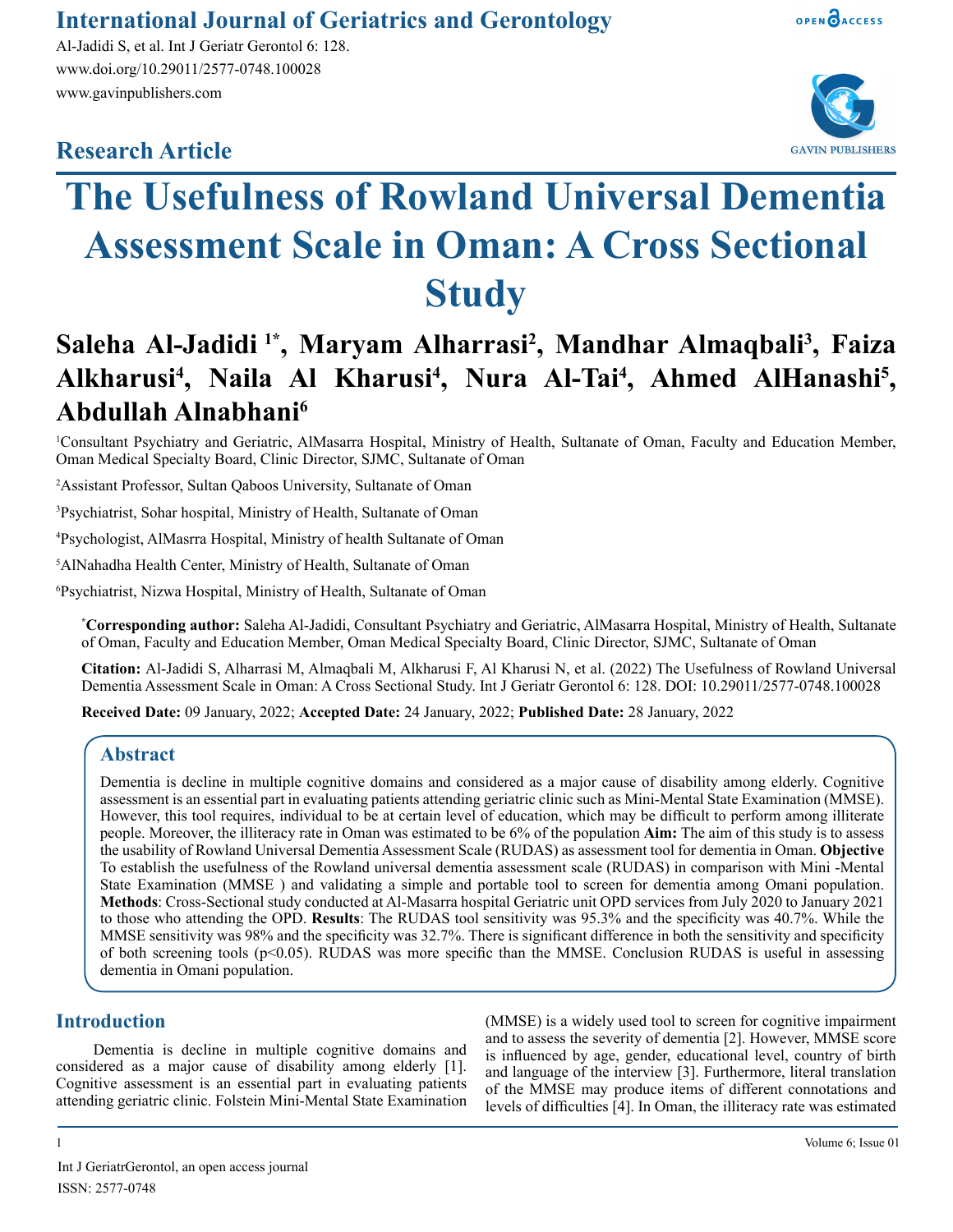# The Usefulness of Rowland Universal Dementia Assessment Scale in Oman: A Cross Sectional Study

**Research Article**

**Saleha Al-Jadidi [1*], Maryam Alharrasi[2], Mandhar Almaqbali[3], Faiza Alkharusi[4], Naila Al Kharusi[4], Nura Al-Tai[4], Ahmed AlHanashi[5], Abdullah Alnabhani[6]**

[1]Consultant Psychiatry and Geriatric, AlMasarra Hospital, Ministry of Health, Sultanate of Oman, Faculty and Education Member, Oman Medical Specialty Board, Clinic Director, SJMC, Sultanate of Oman

[2]Assistant Professor, Sultan Qaboos University, Sultanate of Oman

[3]Psychiatrist, Sohar hospital, Ministry of Health, Sultanate of Oman

[4]Psychologist, AlMasrra Hospital, Ministry of health Sultanate of Oman

[5]AlNahadha Health Center, Ministry of Health, Sultanate of Oman

[6]Psychiatrist, Nizwa Hospital, Ministry of Health, Sultanate of Oman

[*]**Corresponding author:** Saleha Al-Jadidi, Consultant Psychiatry and Geriatric, AlMasarra Hospital, Ministry of Health, Sultanate of Oman, Faculty and Education Member, Oman Medical Specialty Board, Clinic Director, SJMC, Sultanate of Oman

**Citation:** Al-Jadidi S, Alharrasi M, Almaqbali M, Alkharusi F, Al Kharusi N, et al. (2022) The Usefulness of Rowland Universal Dementia Assessment Scale in Oman: A Cross Sectional Study. Int J Geriatr Gerontol 6: 128. DOI: 10.29011/2577-0748.100028

**Received Date:** 09 January, 2022; **Accepted Date:** 24 January, 2022; **Published Date:** 28 January, 2022

## Abstract

Dementia is decline in multiple cognitive domains and considered as a major cause of disability among elderly. Cognitive assessment is an essential part in evaluating patients attending geriatric clinic such as Mini-Mental State Examination (MMSE). However, this tool requires, individual to be at certain level of education, which may be difficult to perform among illiterate people. Moreover, the illiteracy rate in Oman was estimated to be 6% of the population **Aim:** The aim of this study is to assess the usability of Rowland Universal Dementia Assessment Scale (RUDAS) as assessment tool for dementia in Oman. **Objective** To establish the usefulness of the Rowland universal dementia assessment scale (RUDAS) in comparison with Mini -Mental State Examination (MMSE ) and validating a simple and portable tool to screen for dementia among Omani population. **Methods**: Cross-Sectional study conducted at Al-Masarra hospital Geriatric unit OPD services from July 2020 to January 2021 to those who attending the OPD. **Results**: The RUDAS tool sensitivity was 95.3% and the specificity was 40.7%. While the MMSE sensitivity was 98% and the specificity was 32.7%. There is significant difference in both the sensitivity and specificity of both screening tools ($p<0.05$). RUDAS was more specific than the MMSE. Conclusion RUDAS is useful in assessing dementia in Omani population.

## Introduction

Dementia is decline in multiple cognitive domains and considered as a major cause of disability among elderly [1]. Cognitive assessment is an essential part in evaluating patients attending geriatric clinic. Folstein Mini-Mental State Examination (MMSE) is a widely used tool to screen for cognitive impairment and to assess the severity of dementia [2]. However, MMSE score is influenced by age, gender, educational level, country of birth and language of the interview [3]. Furthermore, literal translation of the MMSE may produce items of different connotations and levels of difficulties [4]. In Oman, the illiteracy rate was estimated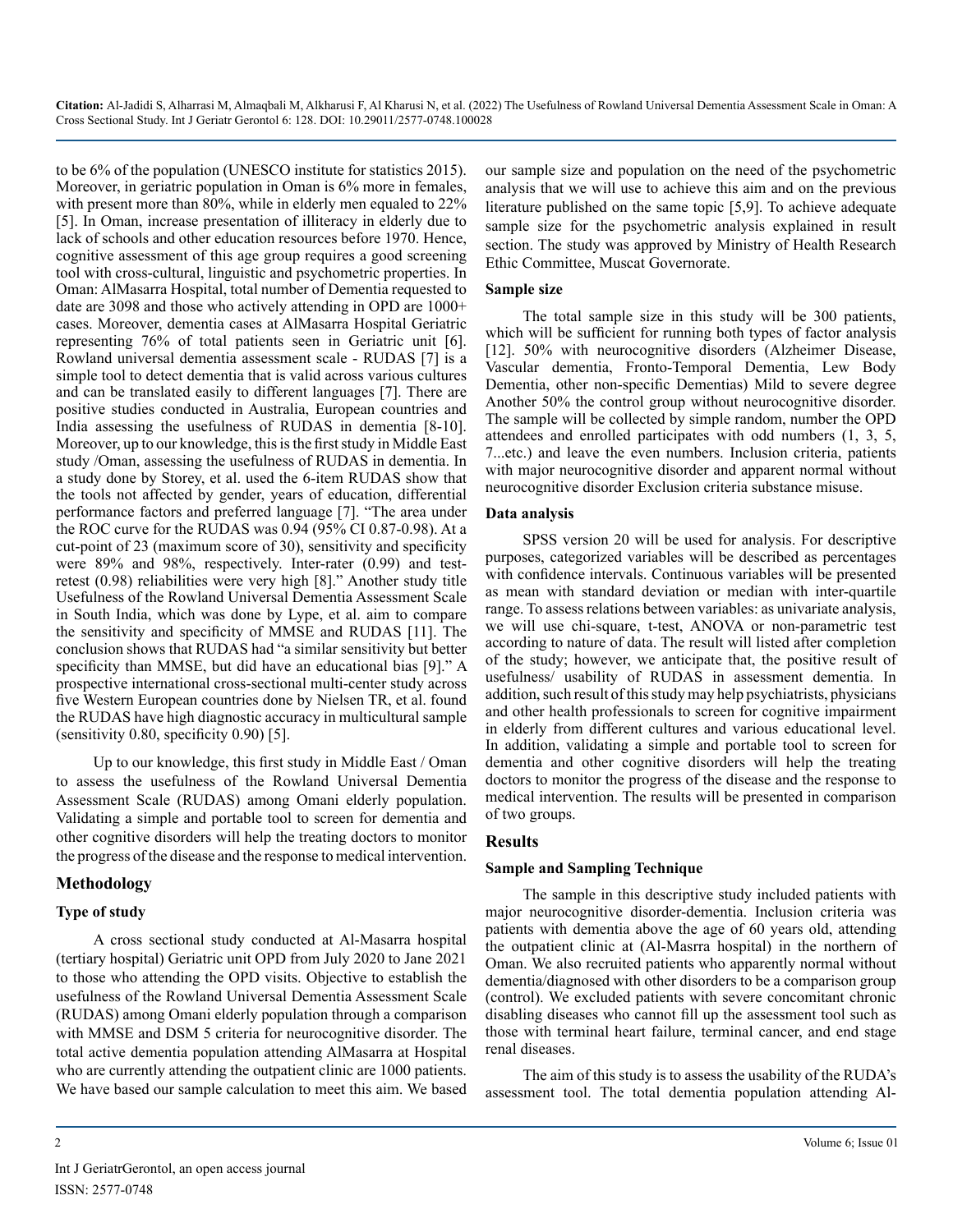to be 6% of the population (UNESCO institute for statistics 2015). Moreover, in geriatric population in Oman is 6% more in females, with present more than 80%, while in elderly men equaled to 22% [5]. In Oman, increase presentation of illiteracy in elderly due to lack of schools and other education resources before 1970. Hence, cognitive assessment of this age group requires a good screening tool with cross-cultural, linguistic and psychometric properties. In Oman: AlMasarra Hospital, total number of Dementia requested to date are 3098 and those who actively attending in OPD are 1000+ cases. Moreover, dementia cases at AlMasarra Hospital Geriatric representing 76% of total patients seen in Geriatric unit [6]. Rowland universal dementia assessment scale - RUDAS [7] is a simple tool to detect dementia that is valid across various cultures and can be translated easily to different languages [7]. There are positive studies conducted in Australia, European countries and India assessing the usefulness of RUDAS in dementia [8-10]. Moreover, up to our knowledge, this is the first study in Middle East study /Oman, assessing the usefulness of RUDAS in dementia. In a study done by Storey, et al. used the 6-item RUDAS show that the tools not affected by gender, years of education, differential performance factors and preferred language [7]. "The area under the ROC curve for the RUDAS was 0.94 (95% CI 0.87-0.98). At a cut-point of 23 (maximum score of 30), sensitivity and specificity were 89% and 98%, respectively. Inter-rater (0.99) and test-retest (0.98) reliabilities were very high [8]." Another study title Usefulness of the Rowland Universal Dementia Assessment Scale in South India, which was done by Lype, et al. aim to compare the sensitivity and specificity of MMSE and RUDAS [11]. The conclusion shows that RUDAS had "a similar sensitivity but better specificity than MMSE, but did have an educational bias [9]." A prospective international cross-sectional multi-center study across five Western European countries done by Nielsen TR, et al. found the RUDAS have high diagnostic accuracy in multicultural sample (sensitivity 0.80, specificity 0.90) [5].

Up to our knowledge, this first study in Middle East / Oman to assess the usefulness of the Rowland Universal Dementia Assessment Scale (RUDAS) among Omani elderly population. Validating a simple and portable tool to screen for dementia and other cognitive disorders will help the treating doctors to monitor the progress of the disease and the response to medical intervention.

## Methodology

### Type of study

A cross sectional study conducted at Al-Masarra hospital (tertiary hospital) Geriatric unit OPD from July 2020 to Jane 2021 to those who attending the OPD visits. Objective to establish the usefulness of the Rowland Universal Dementia Assessment Scale (RUDAS) among Omani elderly population through a comparison with MMSE and DSM 5 criteria for neurocognitive disorder. The total active dementia population attending AlMasarra at Hospital who are currently attending the outpatient clinic are 1000 patients. We have based our sample calculation to meet this aim. We based our sample size and population on the need of the psychometric analysis that we will use to achieve this aim and on the previous literature published on the same topic [5,9]. To achieve adequate sample size for the psychometric analysis explained in result section. The study was approved by Ministry of Health Research Ethic Committee, Muscat Governorate.

### Sample size

The total sample size in this study will be 300 patients, which will be sufficient for running both types of factor analysis [12]. 50% with neurocognitive disorders (Alzheimer Disease, Vascular dementia, Fronto-Temporal Dementia, Lew Body Dementia, other non-specific Dementias) Mild to severe degree Another 50% the control group without neurocognitive disorder. The sample will be collected by simple random, number the OPD attendees and enrolled participates with odd numbers (1, 3, 5, 7...etc.) and leave the even numbers. Inclusion criteria, patients with major neurocognitive disorder and apparent normal without neurocognitive disorder Exclusion criteria substance misuse.

### Data analysis

SPSS version 20 will be used for analysis. For descriptive purposes, categorized variables will be described as percentages with confidence intervals. Continuous variables will be presented as mean with standard deviation or median with inter-quartile range. To assess relations between variables: as univariate analysis, we will use chi-square, t-test, ANOVA or non-parametric test according to nature of data. The result will listed after completion of the study; however, we anticipate that, the positive result of usefulness/ usability of RUDAS in assessment dementia. In addition, such result of this study may help psychiatrists, physicians and other health professionals to screen for cognitive impairment in elderly from different cultures and various educational level. In addition, validating a simple and portable tool to screen for dementia and other cognitive disorders will help the treating doctors to monitor the progress of the disease and the response to medical intervention. The results will be presented in comparison of two groups.

## Results

### Sample and Sampling Technique

The sample in this descriptive study included patients with major neurocognitive disorder-dementia. Inclusion criteria was patients with dementia above the age of 60 years old, attending the outpatient clinic at (Al-Masrra hospital) in the northern of Oman. We also recruited patients who apparently normal without dementia/diagnosed with other disorders to be a comparison group (control). We excluded patients with severe concomitant chronic disabling diseases who cannot fill up the assessment tool such as those with terminal heart failure, terminal cancer, and end stage renal diseases.

The aim of this study is to assess the usability of the RUDA's assessment tool. The total dementia population attending Al-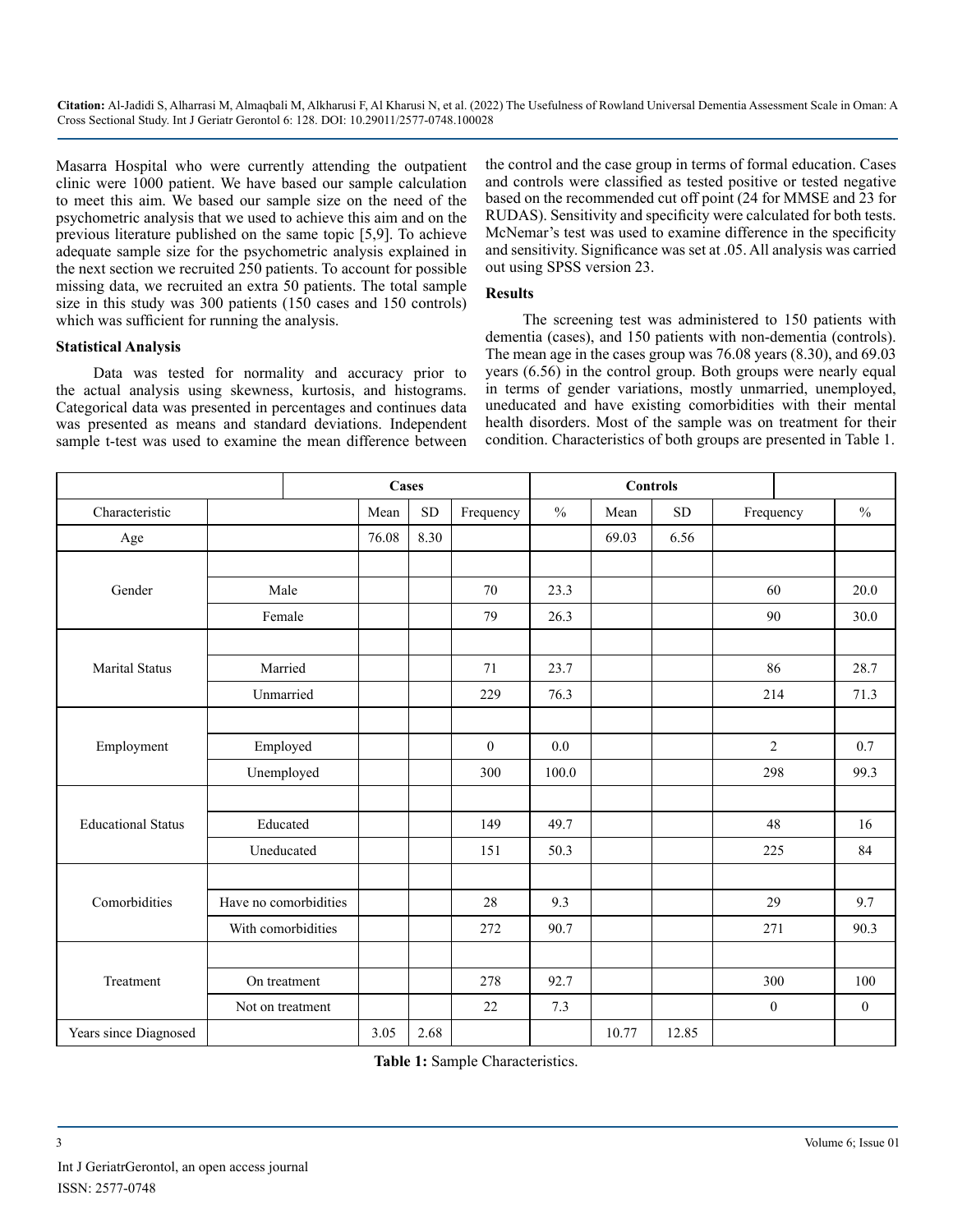Masarra Hospital who were currently attending the outpatient clinic were 1000 patient. We have based our sample calculation to meet this aim. We based our sample size on the need of the psychometric analysis that we used to achieve this aim and on the previous literature published on the same topic [5,9]. To achieve adequate sample size for the psychometric analysis explained in the next section we recruited 250 patients. To account for possible missing data, we recruited an extra 50 patients. The total sample size in this study was 300 patients (150 cases and 150 controls) which was sufficient for running the analysis.

### Statistical Analysis

Data was tested for normality and accuracy prior to the actual analysis using skewness, kurtosis, and histograms. Categorical data was presented in percentages and continues data was presented as means and standard deviations. Independent sample t-test was used to examine the mean difference between the control and the case group in terms of formal education. Cases and controls were classified as tested positive or tested negative based on the recommended cut off point (24 for MMSE and 23 for RUDAS). Sensitivity and specificity were calculated for both tests. McNemar's test was used to examine difference in the specificity and sensitivity. Significance was set at .05. All analysis was carried out using SPSS version 23.

### Results

The screening test was administered to 150 patients with dementia (cases), and 150 patients with non-dementia (controls). The mean age in the cases group was 76.08 years (8.30), and 69.03 years (6.56) in the control group. Both groups were nearly equal in terms of gender variations, mostly unmarried, unemployed, uneducated and have existing comorbidities with their mental health disorders. Most of the sample was on treatment for their condition. Characteristics of both groups are presented in Table 1.

| | | **Cases** | | | | **Controls** | | | |
|---|---|---|---|---|---|---|---|---|---|
| Characteristic | | Mean | SD | Frequency | % | Mean | SD | Frequency | % |
| Age | | 76.08 | 8.30 | | | 69.03 | 6.56 | | |
| Gender | | | | | | | | | |
| | Male | | | 70 | 23.3 | | | 60 | 20.0 |
| | Female | | | 79 | 26.3 | | | 90 | 30.0 |
| Marital Status | | | | | | | | | |
| | Married | | | 71 | 23.7 | | | 86 | 28.7 |
| | Unmarried | | | 229 | 76.3 | | | 214 | 71.3 |
| Employment | | | | | | | | | |
| | Employed | | | 0 | 0.0 | | | 2 | 0.7 |
| | Unemployed | | | 300 | 100.0 | | | 298 | 99.3 |
| Educational Status | | | | | | | | | |
| | Educated | | | 149 | 49.7 | | | 48 | 16 |
| | Uneducated | | | 151 | 50.3 | | | 225 | 84 |
| Comorbidities | | | | | | | | | |
| | Have no comorbidities | | | 28 | 9.3 | | | 29 | 9.7 |
| | With comorbidities | | | 272 | 90.7 | | | 271 | 90.3 |
| Treatment | | | | | | | | | |
| | On treatment | | | 278 | 92.7 | | | 300 | 100 |
| | Not on treatment | | | 22 | 7.3 | | | 0 | 0 |
| Years since Diagnosed | | 3.05 | 2.68 | | | 10.77 | 12.85 | | |

**Table 1:** Sample Characteristics.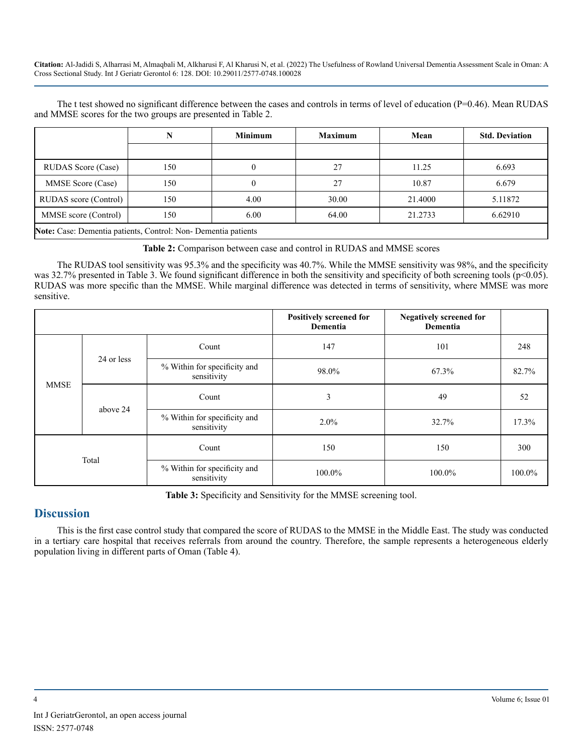The t test showed no significant difference between the cases and controls in terms of level of education (P=0.46). Mean RUDAS and MMSE scores for the two groups are presented in Table 2.

| | N | Minimum | Maximum | Mean | Std. Deviation |
|---|---|---|---|---|---|
| | | | | | |
| RUDAS Score (Case) | 150 | 0 | 27 | 11.25 | 6.693 |
| MMSE Score (Case) | 150 | 0 | 27 | 10.87 | 6.679 |
| RUDAS score (Control) | 150 | 4.00 | 30.00 | 21.4000 | 5.11872 |
| MMSE score (Control) | 150 | 6.00 | 64.00 | 21.2733 | 6.62910 |
| **Note:** Case: Dementia patients, Control: Non- Dementia patients | | | | | |

**Table 2:** Comparison between case and control in RUDAS and MMSE scores

The RUDAS tool sensitivity was 95.3% and the specificity was 40.7%. While the MMSE sensitivity was 98%, and the specificity was 32.7% presented in Table 3. We found significant difference in both the sensitivity and specificity of both screening tools ($p<0.05$). RUDAS was more specific than the MMSE. While marginal difference was detected in terms of sensitivity, where MMSE was more sensitive.

| | | | Positively screened for Dementia | Negatively screened for Dementia | |
|---|---|---|---|---|---|
| MMSE | 24 or less | Count | 147 | 101 | 248 |
| | | % Within for specificity and sensitivity | 98.0% | 67.3% | 82.7% |
| | above 24 | Count | 3 | 49 | 52 |
| | | % Within for specificity and sensitivity | 2.0% | 32.7% | 17.3% |
| Total | | Count | 150 | 150 | 300 |
| | | % Within for specificity and sensitivity | 100.0% | 100.0% | 100.0% |

**Table 3:** Specificity and Sensitivity for the MMSE screening tool.

## Discussion

This is the first case control study that compared the score of RUDAS to the MMSE in the Middle East. The study was conducted in a tertiary care hospital that receives referrals from around the country. Therefore, the sample represents a heterogeneous elderly population living in different parts of Oman (Table 4).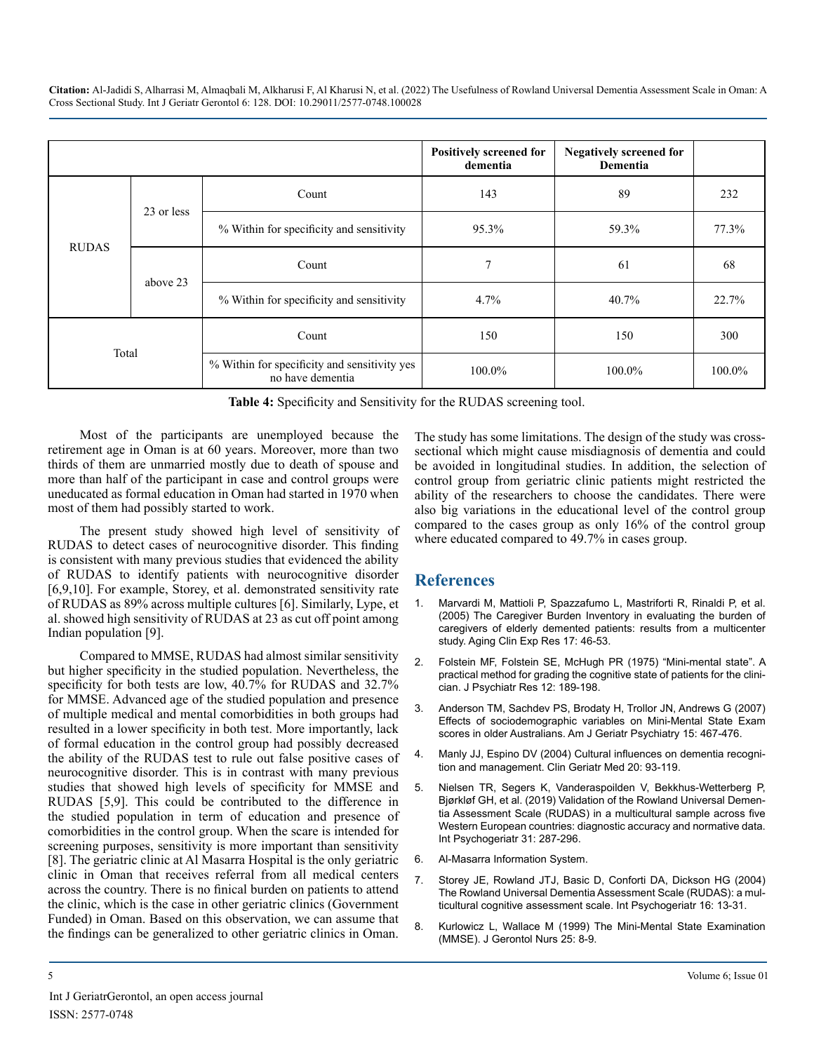| | | | Positively screened for dementia | Negatively screened for Dementia | |
|---|---|---|---|---|---|
| RUDAS | 23 or less | Count | 143 | 89 | 232 |
| | | % Within for specificity and sensitivity | 95.3% | 59.3% | 77.3% |
| | above 23 | Count | 7 | 61 | 68 |
| | | % Within for specificity and sensitivity | 4.7% | 40.7% | 22.7% |
| Total | | Count | 150 | 150 | 300 |
| | | % Within for specificity and sensitivity yes no have dementia | 100.0% | 100.0% | 100.0% |

**Table 4:** Specificity and Sensitivity for the RUDAS screening tool.

Most of the participants are unemployed because the retirement age in Oman is at 60 years. Moreover, more than two thirds of them are unmarried mostly due to death of spouse and more than half of the participant in case and control groups were uneducated as formal education in Oman had started in 1970 when most of them had possibly started to work.

The present study showed high level of sensitivity of RUDAS to detect cases of neurocognitive disorder. This finding is consistent with many previous studies that evidenced the ability of RUDAS to identify patients with neurocognitive disorder [6,9,10]. For example, Storey, et al. demonstrated sensitivity rate of RUDAS as 89% across multiple cultures [6]. Similarly, Lype, et al. showed high sensitivity of RUDAS at 23 as cut off point among Indian population [9].

Compared to MMSE, RUDAS had almost similar sensitivity but higher specificity in the studied population. Nevertheless, the specificity for both tests are low, 40.7% for RUDAS and 32.7% for MMSE. Advanced age of the studied population and presence of multiple medical and mental comorbidities in both groups had resulted in a lower specificity in both test. More importantly, lack of formal education in the control group had possibly decreased the ability of the RUDAS test to rule out false positive cases of neurocognitive disorder. This is in contrast with many previous studies that showed high levels of specificity for MMSE and RUDAS [5,9]. This could be contributed to the difference in the studied population in term of education and presence of comorbidities in the control group. When the scare is intended for screening purposes, sensitivity is more important than sensitivity [8]. The geriatric clinic at Al Masarra Hospital is the only geriatric clinic in Oman that receives referral from all medical centers across the country. There is no finical burden on patients to attend the clinic, which is the case in other geriatric clinics (Government Funded) in Oman. Based on this observation, we can assume that the findings can be generalized to other geriatric clinics in Oman.

The study has some limitations. The design of the study was cross-sectional which might cause misdiagnosis of dementia and could be avoided in longitudinal studies. In addition, the selection of control group from geriatric clinic patients might restricted the ability of the researchers to choose the candidates. There were also big variations in the educational level of the control group compared to the cases group as only 16% of the control group where educated compared to 49.7% in cases group.

## References

1. Marvardi M, Mattioli P, Spazzafumo L, Mastriforti R, Rinaldi P, et al. (2005) The Caregiver Burden Inventory in evaluating the burden of caregivers of elderly demented patients: results from a multicenter study. Aging Clin Exp Res 17: 46-53.
2. Folstein MF, Folstein SE, McHugh PR (1975) "Mini-mental state". A practical method for grading the cognitive state of patients for the clinician. J Psychiatr Res 12: 189-198.
3. Anderson TM, Sachdev PS, Brodaty H, Trollor JN, Andrews G (2007) Effects of sociodemographic variables on Mini-Mental State Exam scores in older Australians. Am J Geriatr Psychiatry 15: 467-476.
4. Manly JJ, Espino DV (2004) Cultural influences on dementia recognition and management. Clin Geriatr Med 20: 93-119.
5. Nielsen TR, Segers K, Vanderaspoilden V, Bekkhus-Wetterberg P, Bjørkløf GH, et al. (2019) Validation of the Rowland Universal Dementia Assessment Scale (RUDAS) in a multicultural sample across five Western European countries: diagnostic accuracy and normative data. Int Psychogeriatr 31: 287-296.
6. Al-Masarra Information System.
7. Storey JE, Rowland JTJ, Basic D, Conforti DA, Dickson HG (2004) The Rowland Universal Dementia Assessment Scale (RUDAS): a multicultural cognitive assessment scale. Int Psychogeriatr 16: 13-31.
8. Kurlowicz L, Wallace M (1999) The Mini-Mental State Examination (MMSE). J Gerontol Nurs 25: 8-9.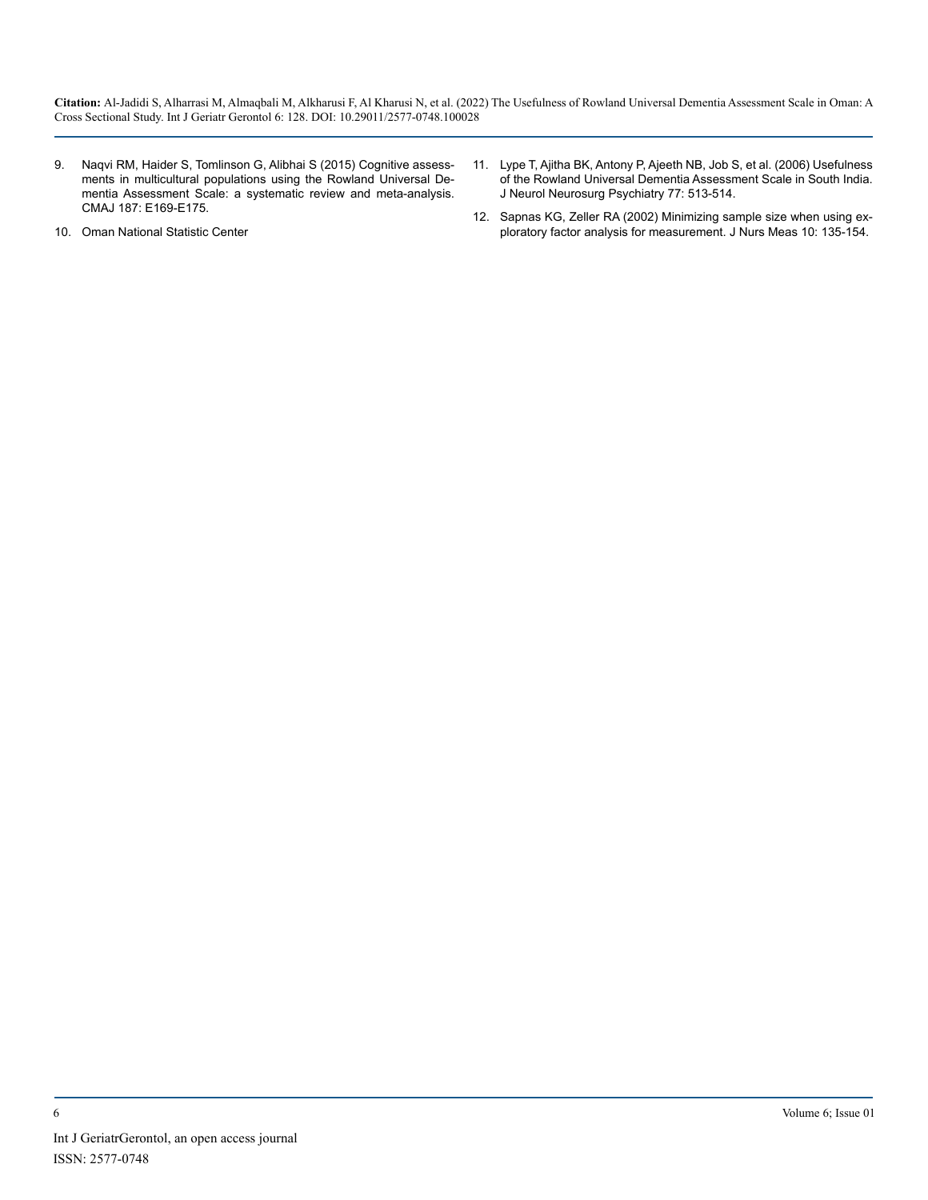9. Naqvi RM, Haider S, Tomlinson G, Alibhai S (2015) Cognitive assessments in multicultural populations using the Rowland Universal Dementia Assessment Scale: a systematic review and meta-analysis. CMAJ 187: E169-E175.

10. Oman National Statistic Center

11. Lype T, Ajitha BK, Antony P, Ajeeth NB, Job S, et al. (2006) Usefulness of the Rowland Universal Dementia Assessment Scale in South India. J Neurol Neurosurg Psychiatry 77: 513-514.

12. Sapnas KG, Zeller RA (2002) Minimizing sample size when using exploratory factor analysis for measurement. J Nurs Meas 10: 135-154.